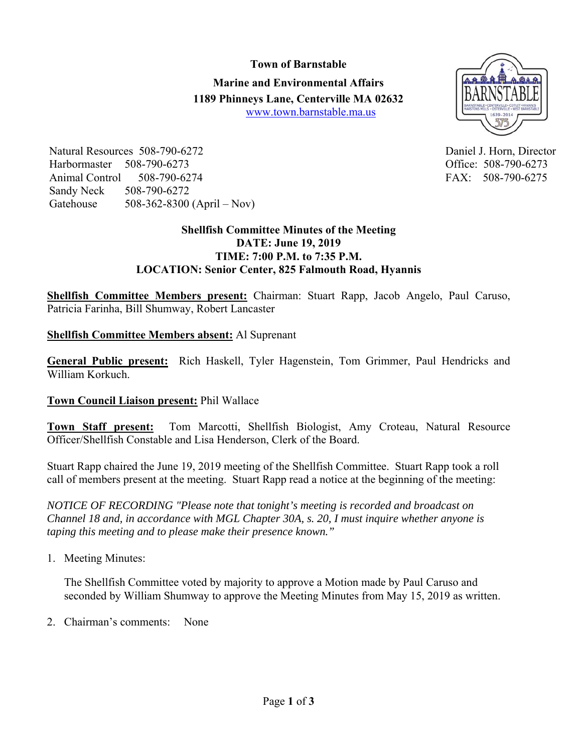**Town of Barnstable**

**Marine and Environmental Affairs**

**1189 Phinneys Lane, Centerville MA 02632**

www.town.barnstable.ma.us

Natural Resources 508-790-6272
Harbormaster 508-790-6273
Animal Control 508-790-6274
Sandy Neck 508-790-6272
Gatehouse 508-362-8300 (April – Nov)

Daniel J. Horn, Director
Office: 508-790-6273
FAX: 508-790-6275

**Shellfish Committee Minutes of the Meeting**
**DATE: June 19, 2019**
**TIME: 7:00 P.M. to 7:35 P.M.**
**LOCATION: Senior Center, 825 Falmouth Road, Hyannis**

**Shellfish Committee Members present:** Chairman: Stuart Rapp, Jacob Angelo, Paul Caruso, Patricia Farinha, Bill Shumway, Robert Lancaster

**Shellfish Committee Members absent:** Al Suprenant

**General Public present:** Rich Haskell, Tyler Hagenstein, Tom Grimmer, Paul Hendricks and William Korkuch.

**Town Council Liaison present:** Phil Wallace

**Town Staff present:** Tom Marcotti, Shellfish Biologist, Amy Croteau, Natural Resource Officer/Shellfish Constable and Lisa Henderson, Clerk of the Board.

Stuart Rapp chaired the June 19, 2019 meeting of the Shellfish Committee. Stuart Rapp took a roll call of members present at the meeting. Stuart Rapp read a notice at the beginning of the meeting:

*NOTICE OF RECORDING "Please note that tonight's meeting is recorded and broadcast on Channel 18 and, in accordance with MGL Chapter 30A, s. 20, I must inquire whether anyone is taping this meeting and to please make their presence known."*

1. Meeting Minutes:

   The Shellfish Committee voted by majority to approve a Motion made by Paul Caruso and seconded by William Shumway to approve the Meeting Minutes from May 15, 2019 as written.

2. Chairman's comments: None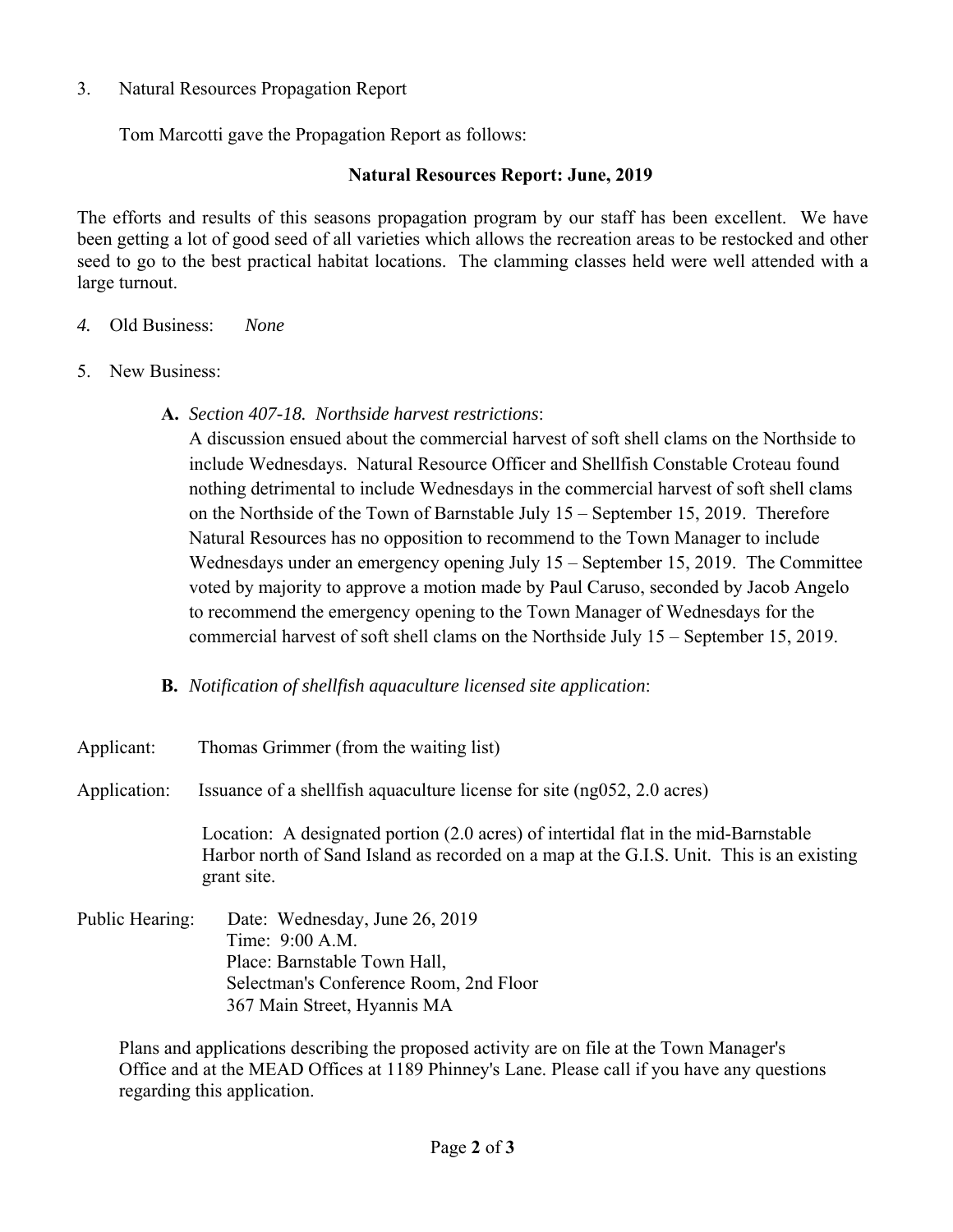3. Natural Resources Propagation Report

Tom Marcotti gave the Propagation Report as follows:

**Natural Resources Report: June, 2019**

The efforts and results of this seasons propagation program by our staff has been excellent. We have been getting a lot of good seed of all varieties which allows the recreation areas to be restocked and other seed to go to the best practical habitat locations. The clamming classes held were well attended with a large turnout.

*4.* Old Business: *None*

5. New Business:

**A.** *Section 407-18. Northside harvest restrictions*:
A discussion ensued about the commercial harvest of soft shell clams on the Northside to include Wednesdays. Natural Resource Officer and Shellfish Constable Croteau found nothing detrimental to include Wednesdays in the commercial harvest of soft shell clams on the Northside of the Town of Barnstable July 15 – September 15, 2019. Therefore Natural Resources has no opposition to recommend to the Town Manager to include Wednesdays under an emergency opening July 15 – September 15, 2019. The Committee voted by majority to approve a motion made by Paul Caruso, seconded by Jacob Angelo to recommend the emergency opening to the Town Manager of Wednesdays for the commercial harvest of soft shell clams on the Northside July 15 – September 15, 2019.

**B.** *Notification of shellfish aquaculture licensed site application*:

Applicant: Thomas Grimmer (from the waiting list)

Application: Issuance of a shellfish aquaculture license for site (ng052, 2.0 acres)

Location: A designated portion (2.0 acres) of intertidal flat in the mid-Barnstable Harbor north of Sand Island as recorded on a map at the G.I.S. Unit. This is an existing grant site.

Public Hearing: Date: Wednesday, June 26, 2019
Time: 9:00 A.M.
Place: Barnstable Town Hall,
Selectman's Conference Room, 2nd Floor
367 Main Street, Hyannis MA

Plans and applications describing the proposed activity are on file at the Town Manager's Office and at the MEAD Offices at 1189 Phinney's Lane. Please call if you have any questions regarding this application.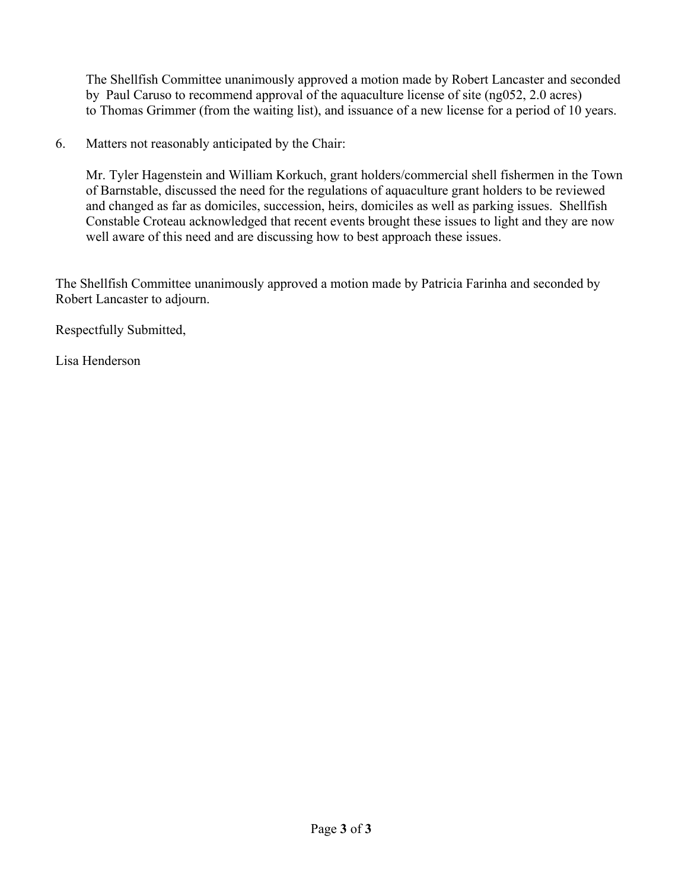The Shellfish Committee unanimously approved a motion made by Robert Lancaster and seconded by Paul Caruso to recommend approval of the aquaculture license of site (ng052, 2.0 acres) to Thomas Grimmer (from the waiting list), and issuance of a new license for a period of 10 years.

6. Matters not reasonably anticipated by the Chair:

   Mr. Tyler Hagenstein and William Korkuch, grant holders/commercial shell fishermen in the Town of Barnstable, discussed the need for the regulations of aquaculture grant holders to be reviewed and changed as far as domiciles, succession, heirs, domiciles as well as parking issues. Shellfish Constable Croteau acknowledged that recent events brought these issues to light and they are now well aware of this need and are discussing how to best approach these issues.

The Shellfish Committee unanimously approved a motion made by Patricia Farinha and seconded by Robert Lancaster to adjourn.

Respectfully Submitted,

Lisa Henderson